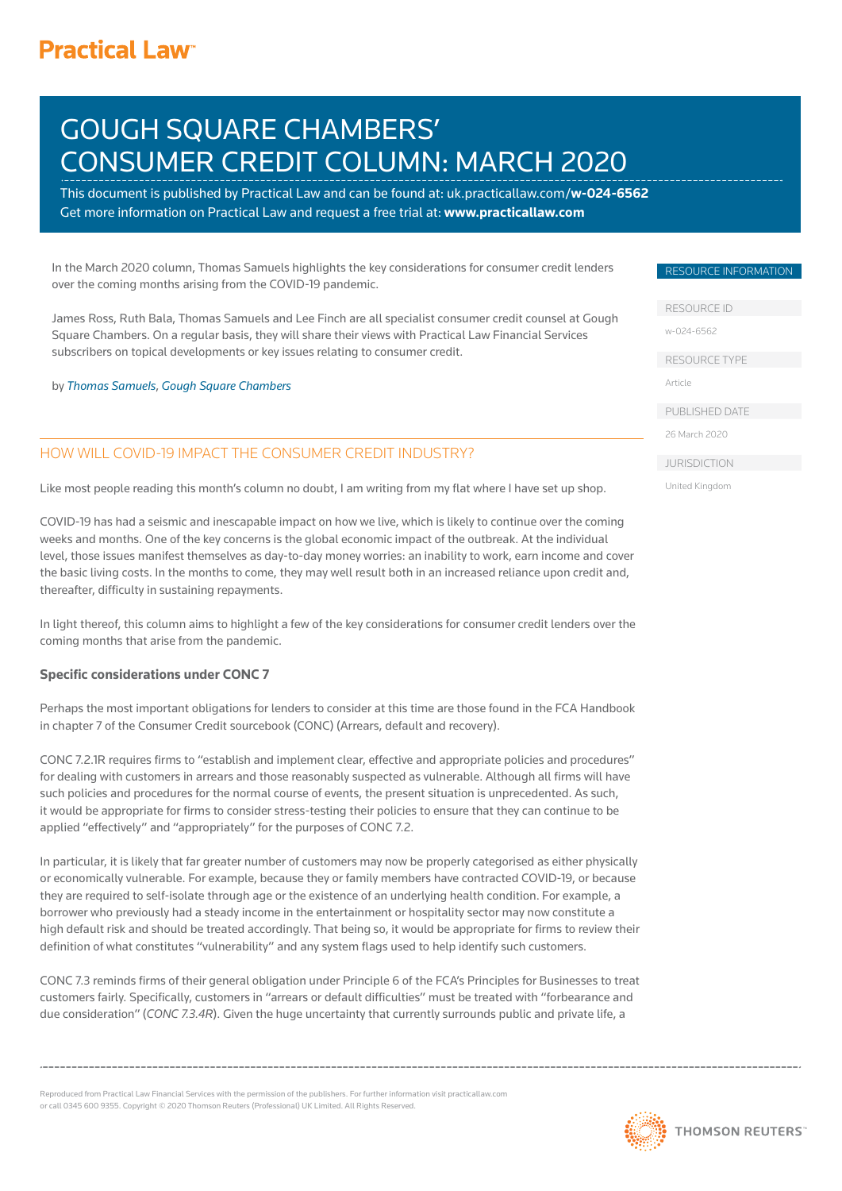# GOUGH SQUARE CHAMBERS' CONSUMER CREDIT COLUMN: MARCH 2020

This document is published by Practical Law and can be found at: uk.practicallaw.com/**w-024-6562**
Get more information on Practical Law and request a free trial at: **www.practicallaw.com**

In the March 2020 column, Thomas Samuels highlights the key considerations for consumer credit lenders over the coming months arising from the COVID-19 pandemic.

James Ross, Ruth Bala, Thomas Samuels and Lee Finch are all specialist consumer credit counsel at Gough Square Chambers. On a regular basis, they will share their views with Practical Law Financial Services subscribers on topical developments or key issues relating to consumer credit.

by *Thomas Samuels, Gough Square Chambers*

RESOURCE INFORMATION

RESOURCE ID
w-024-6562

RESOURCE TYPE
Article

PUBLISHED DATE
26 March 2020

JURISDICTION
United Kingdom

## HOW WILL COVID-19 IMPACT THE CONSUMER CREDIT INDUSTRY?

Like most people reading this month's column no doubt, I am writing from my flat where I have set up shop.

COVID-19 has had a seismic and inescapable impact on how we live, which is likely to continue over the coming weeks and months. One of the key concerns is the global economic impact of the outbreak. At the individual level, those issues manifest themselves as day-to-day money worries: an inability to work, earn income and cover the basic living costs. In the months to come, they may well result both in an increased reliance upon credit and, thereafter, difficulty in sustaining repayments.

In light thereof, this column aims to highlight a few of the key considerations for consumer credit lenders over the coming months that arise from the pandemic.

### Specific considerations under CONC 7

Perhaps the most important obligations for lenders to consider at this time are those found in the FCA Handbook in chapter 7 of the Consumer Credit sourcebook (CONC) (Arrears, default and recovery).

CONC 7.2.1R requires firms to "establish and implement clear, effective and appropriate policies and procedures" for dealing with customers in arrears and those reasonably suspected as vulnerable. Although all firms will have such policies and procedures for the normal course of events, the present situation is unprecedented. As such, it would be appropriate for firms to consider stress-testing their policies to ensure that they can continue to be applied "effectively" and "appropriately" for the purposes of CONC 7.2.

In particular, it is likely that far greater number of customers may now be properly categorised as either physically or economically vulnerable. For example, because they or family members have contracted COVID-19, or because they are required to self-isolate through age or the existence of an underlying health condition. For example, a borrower who previously had a steady income in the entertainment or hospitality sector may now constitute a high default risk and should be treated accordingly. That being so, it would be appropriate for firms to review their definition of what constitutes "vulnerability" and any system flags used to help identify such customers.

CONC 7.3 reminds firms of their general obligation under Principle 6 of the FCA's Principles for Businesses to treat customers fairly. Specifically, customers in "arrears or default difficulties" must be treated with "forbearance and due consideration" (*CONC 7.3.4R*). Given the huge uncertainty that currently surrounds public and private life, a

Reproduced from Practical Law Financial Services with the permission of the publishers. For further information visit practicallaw.com or call 0345 600 9355. Copyright © 2020 Thomson Reuters (Professional) UK Limited. All Rights Reserved.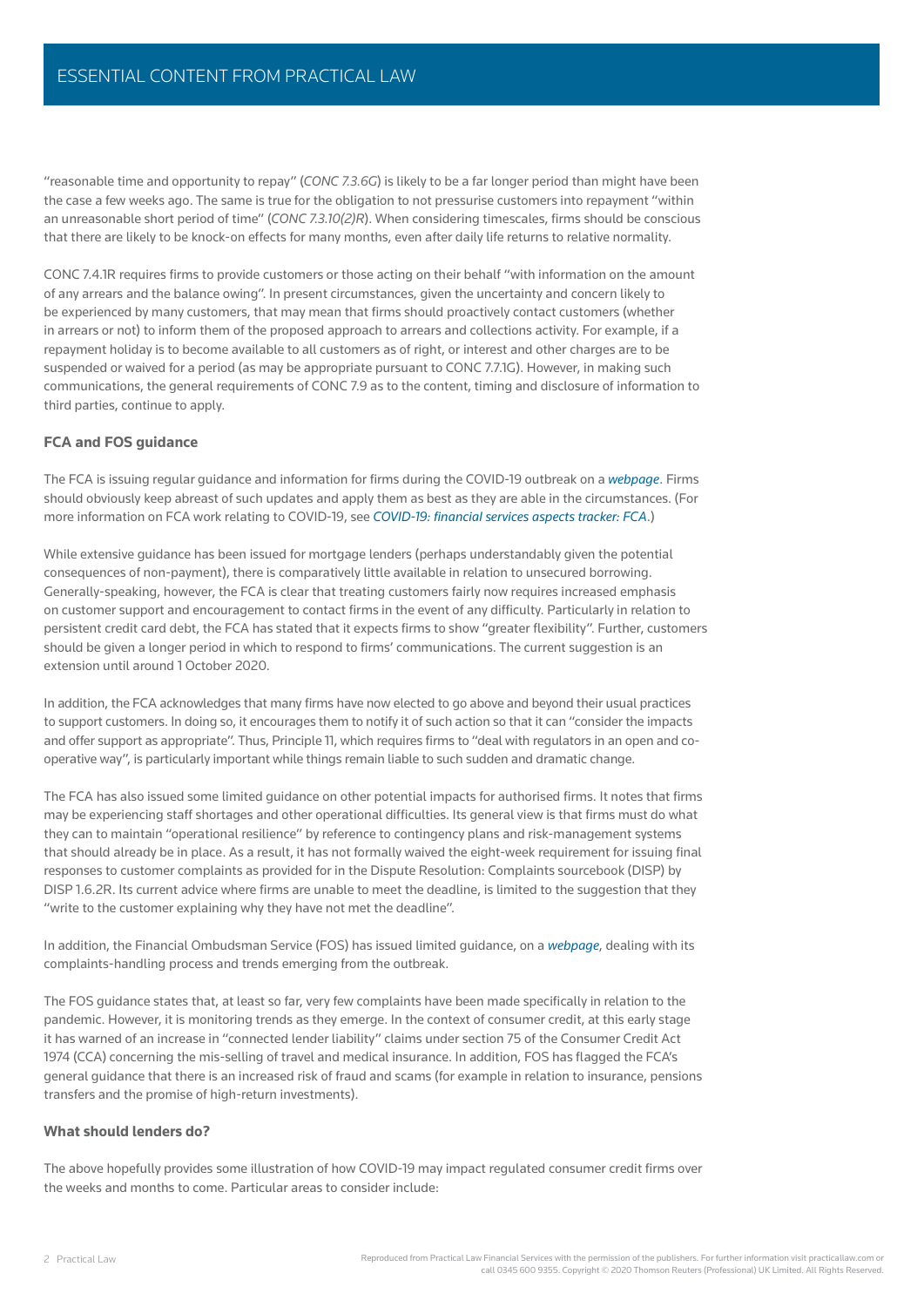"reasonable time and opportunity to repay" (*CONC 7.3.6G*) is likely to be a far longer period than might have been the case a few weeks ago. The same is true for the obligation to not pressurise customers into repayment "within an unreasonable short period of time" (*CONC 7.3.10(2)R*). When considering timescales, firms should be conscious that there are likely to be knock-on effects for many months, even after daily life returns to relative normality.

CONC 7.4.1R requires firms to provide customers or those acting on their behalf "with information on the amount of any arrears and the balance owing". In present circumstances, given the uncertainty and concern likely to be experienced by many customers, that may mean that firms should proactively contact customers (whether in arrears or not) to inform them of the proposed approach to arrears and collections activity. For example, if a repayment holiday is to become available to all customers as of right, or interest and other charges are to be suspended or waived for a period (as may be appropriate pursuant to CONC 7.7.1G). However, in making such communications, the general requirements of CONC 7.9 as to the content, timing and disclosure of information to third parties, continue to apply.

**FCA and FOS guidance**

The FCA is issuing regular guidance and information for firms during the COVID-19 outbreak on a *webpage*. Firms should obviously keep abreast of such updates and apply them as best as they are able in the circumstances. (For more information on FCA work relating to COVID-19, see *COVID-19: financial services aspects tracker: FCA*.)

While extensive guidance has been issued for mortgage lenders (perhaps understandably given the potential consequences of non-payment), there is comparatively little available in relation to unsecured borrowing. Generally-speaking, however, the FCA is clear that treating customers fairly now requires increased emphasis on customer support and encouragement to contact firms in the event of any difficulty. Particularly in relation to persistent credit card debt, the FCA has stated that it expects firms to show "greater flexibility". Further, customers should be given a longer period in which to respond to firms' communications. The current suggestion is an extension until around 1 October 2020.

In addition, the FCA acknowledges that many firms have now elected to go above and beyond their usual practices to support customers. In doing so, it encourages them to notify it of such action so that it can "consider the impacts and offer support as appropriate". Thus, Principle 11, which requires firms to "deal with regulators in an open and co-operative way", is particularly important while things remain liable to such sudden and dramatic change.

The FCA has also issued some limited guidance on other potential impacts for authorised firms. It notes that firms may be experiencing staff shortages and other operational difficulties. Its general view is that firms must do what they can to maintain "operational resilience" by reference to contingency plans and risk-management systems that should already be in place. As a result, it has not formally waived the eight-week requirement for issuing final responses to customer complaints as provided for in the Dispute Resolution: Complaints sourcebook (DISP) by DISP 1.6.2R. Its current advice where firms are unable to meet the deadline, is limited to the suggestion that they "write to the customer explaining why they have not met the deadline".

In addition, the Financial Ombudsman Service (FOS) has issued limited guidance, on a *webpage*, dealing with its complaints-handling process and trends emerging from the outbreak.

The FOS guidance states that, at least so far, very few complaints have been made specifically in relation to the pandemic. However, it is monitoring trends as they emerge. In the context of consumer credit, at this early stage it has warned of an increase in "connected lender liability" claims under section 75 of the Consumer Credit Act 1974 (CCA) concerning the mis-selling of travel and medical insurance. In addition, FOS has flagged the FCA's general guidance that there is an increased risk of fraud and scams (for example in relation to insurance, pensions transfers and the promise of high-return investments).

**What should lenders do?**

The above hopefully provides some illustration of how COVID-19 may impact regulated consumer credit firms over the weeks and months to come. Particular areas to consider include: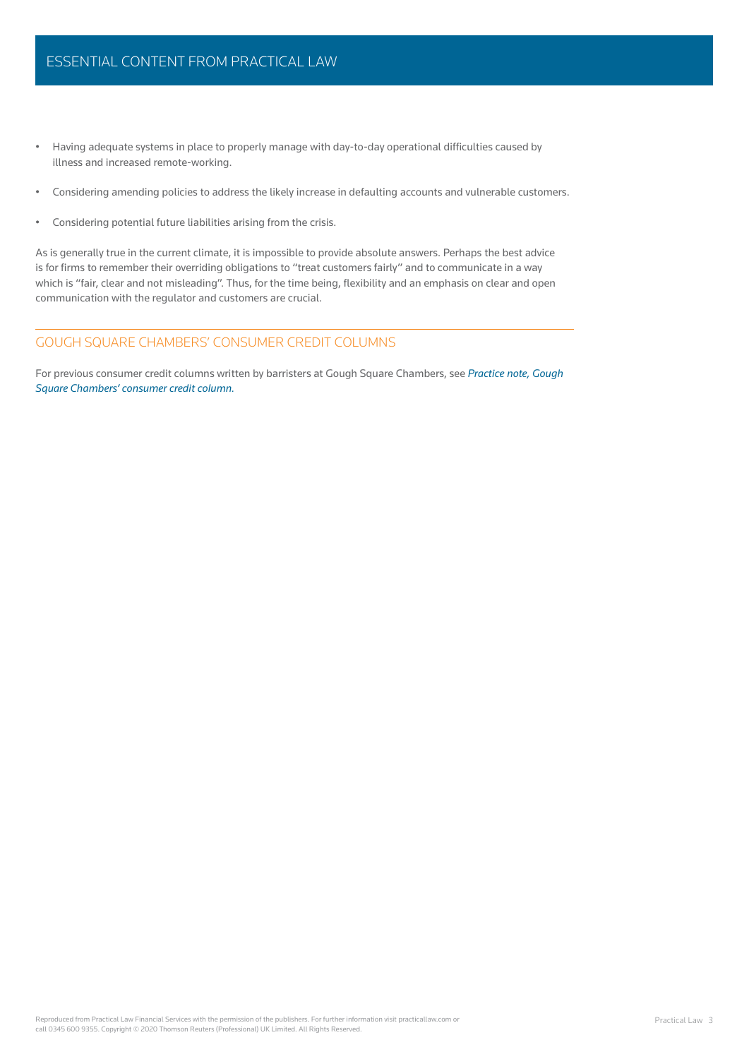- Having adequate systems in place to properly manage with day-to-day operational difficulties caused by illness and increased remote-working.
- Considering amending policies to address the likely increase in defaulting accounts and vulnerable customers.
- Considering potential future liabilities arising from the crisis.

As is generally true in the current climate, it is impossible to provide absolute answers. Perhaps the best advice is for firms to remember their overriding obligations to "treat customers fairly" and to communicate in a way which is "fair, clear and not misleading". Thus, for the time being, flexibility and an emphasis on clear and open communication with the regulator and customers are crucial.

## GOUGH SQUARE CHAMBERS' CONSUMER CREDIT COLUMNS

For previous consumer credit columns written by barristers at Gough Square Chambers, see *Practice note, Gough Square Chambers' consumer credit column.*

Reproduced from Practical Law Financial Services with the permission of the publishers. For further information visit practicallaw.com or call 0345 600 9355. Copyright © 2020 Thomson Reuters (Professional) UK Limited. All Rights Reserved.